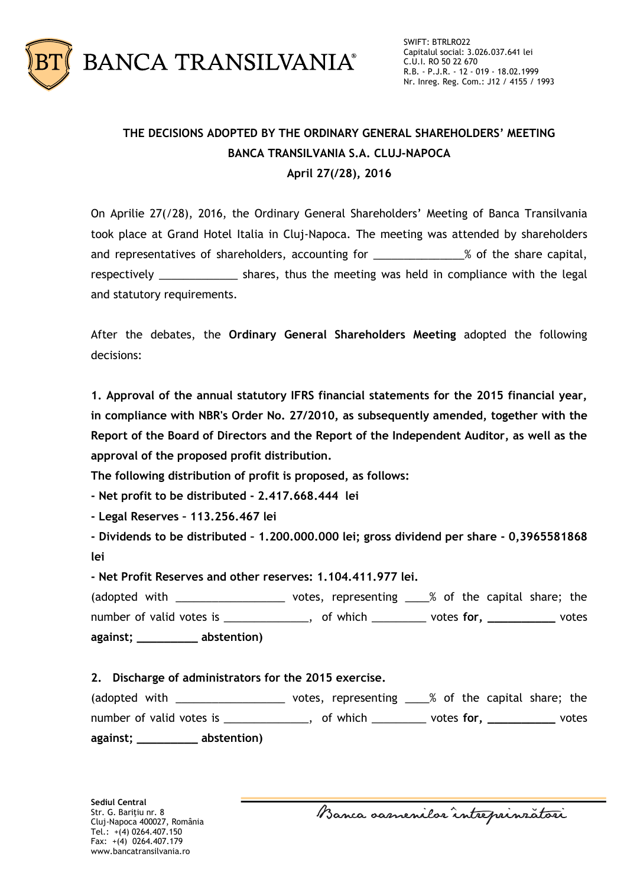# THE DECISIONS ADOPTED BY THE ORDINARY GENERAL SHAREHOLDERS' MEETING BANCA TRANSILVANIA S.A. CLUJ-NAPOCA

## April 27(/28), 2016

On Aprilie 27(/28), 2016, the Ordinary General Shareholders' Meeting of Banca Transilvania took place at Grand Hotel Italia in Cluj-Napoca. The meeting was attended by shareholders and representatives of shareholders, accounting for _______________% of the share capital, respectively _____________ shares, thus the meeting was held in compliance with the legal and statutory requirements.

After the debates, the **Ordinary General Shareholders Meeting** adopted the following decisions:

**1. Approval of the annual statutory IFRS financial statements for the 2015 financial year, in compliance with NBR's Order No. 27/2010, as subsequently amended, together with the Report of the Board of Directors and the Report of the Independent Auditor, as well as the approval of the proposed profit distribution.**

**The following distribution of profit is proposed, as follows:**

**- Net profit to be distributed - 2.417.668.444 lei**

**- Legal Reserves – 113.256.467 lei**

**- Dividends to be distributed – 1.200.000.000 lei; gross dividend per share - 0,3965581868 lei**

**- Net Profit Reserves and other reserves: 1.104.411.977 lei.**

(adopted with __________________ votes, representing ____% of the capital share; the number of valid votes is ______________, of which _________ votes **for,** ___________ votes **against;** __________ **abstention)**

**2. Discharge of administrators for the 2015 exercise.**

(adopted with __________________ votes, representing ____% of the capital share; the number of valid votes is ______________, of which _________ votes **for,** ___________ votes **against;** __________ **abstention)**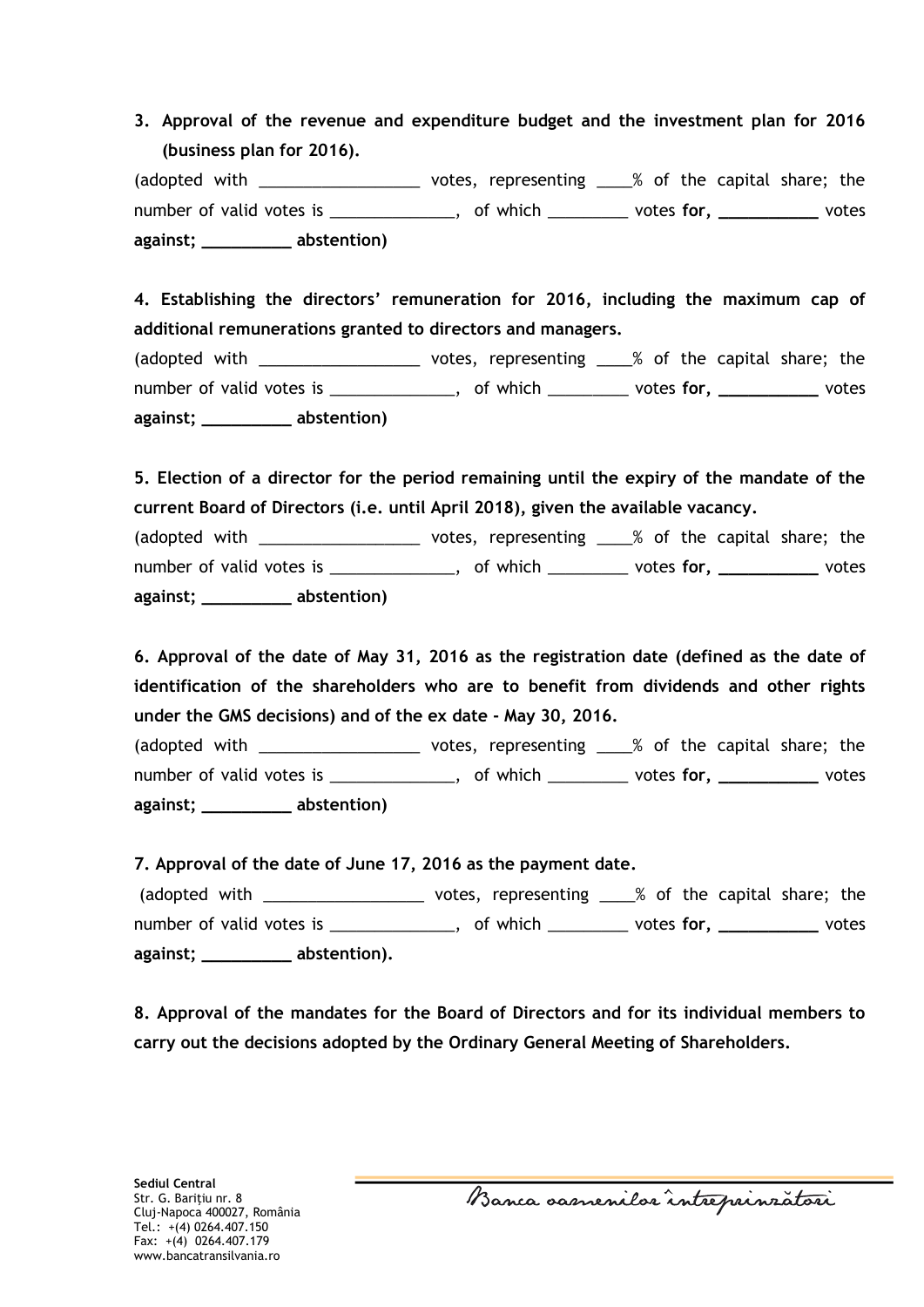**3. Approval of the revenue and expenditure budget and the investment plan for 2016 (business plan for 2016).**

(adopted with __________________ votes, representing ____% of the capital share; the number of valid votes is ______________, of which _________ votes **for,** ___________ votes **against;** __________ **abstention)**

**4. Establishing the directors' remuneration for 2016, including the maximum cap of additional remunerations granted to directors and managers.**

(adopted with __________________ votes, representing ____% of the capital share; the number of valid votes is ______________, of which _________ votes **for,** ___________ votes **against;** __________ **abstention)**

**5. Election of a director for the period remaining until the expiry of the mandate of the current Board of Directors (i.e. until April 2018), given the available vacancy.**

(adopted with __________________ votes, representing ____% of the capital share; the number of valid votes is ______________, of which _________ votes **for,** ___________ votes **against;** __________ **abstention)**

**6. Approval of the date of May 31, 2016 as the registration date (defined as the date of identification of the shareholders who are to benefit from dividends and other rights under the GMS decisions) and of the ex date - May 30, 2016.**

(adopted with __________________ votes, representing ____% of the capital share; the number of valid votes is ______________, of which _________ votes **for,** ___________ votes **against;** __________ **abstention)**

**7. Approval of the date of June 17, 2016 as the payment date.**

(adopted with __________________ votes, representing ____% of the capital share; the number of valid votes is ______________, of which _________ votes **for,** ___________ votes **against;** __________ **abstention).**

**8. Approval of the mandates for the Board of Directors and for its individual members to carry out the decisions adopted by the Ordinary General Meeting of Shareholders.**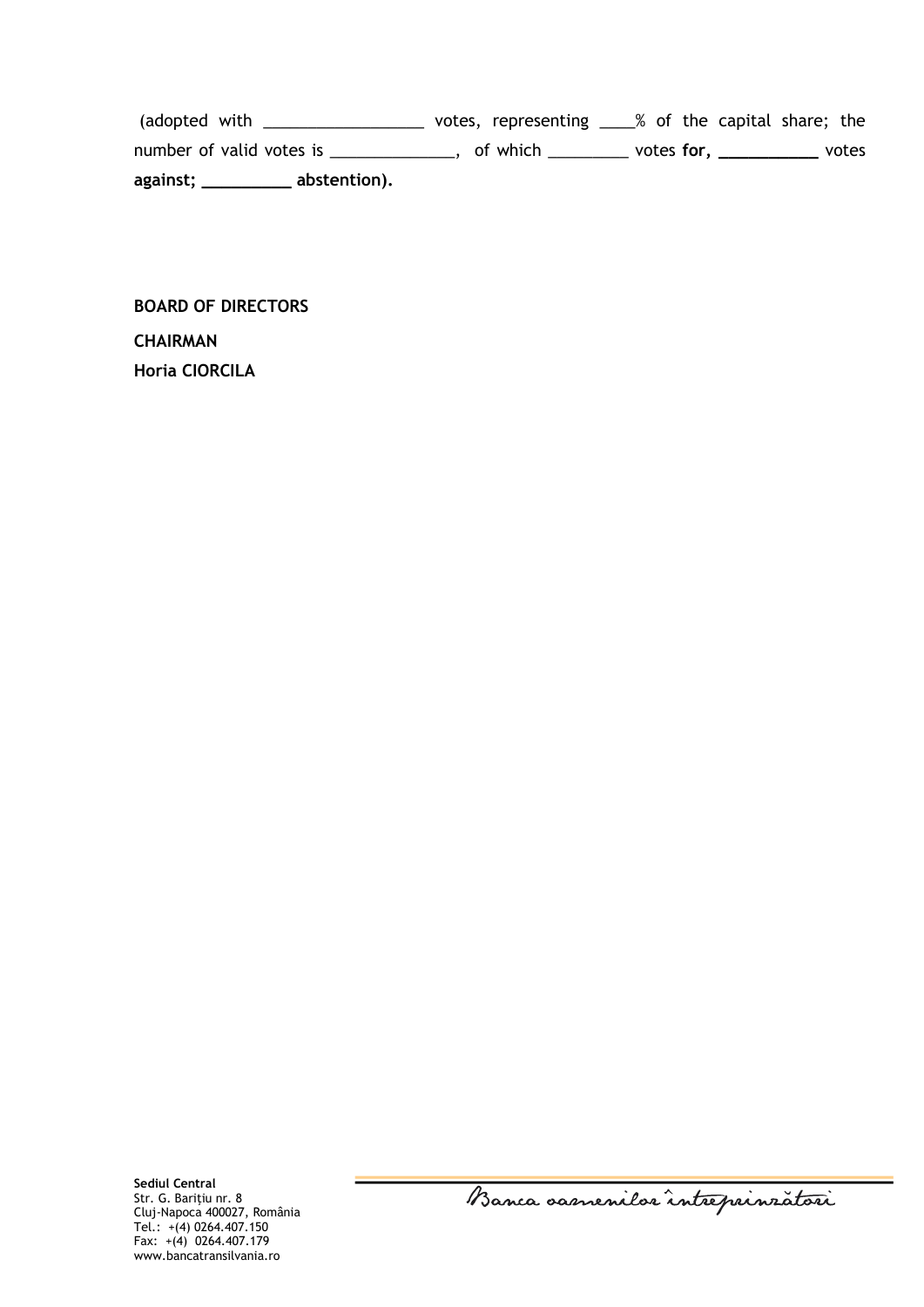(adopted with __________________ votes, representing ____% of the capital share; the number of valid votes is ______________, of which _________ votes **for, ___________** votes **against; __________ abstention).**

**BOARD OF DIRECTORS**

**CHAIRMAN**

**Horia CIORCILA**